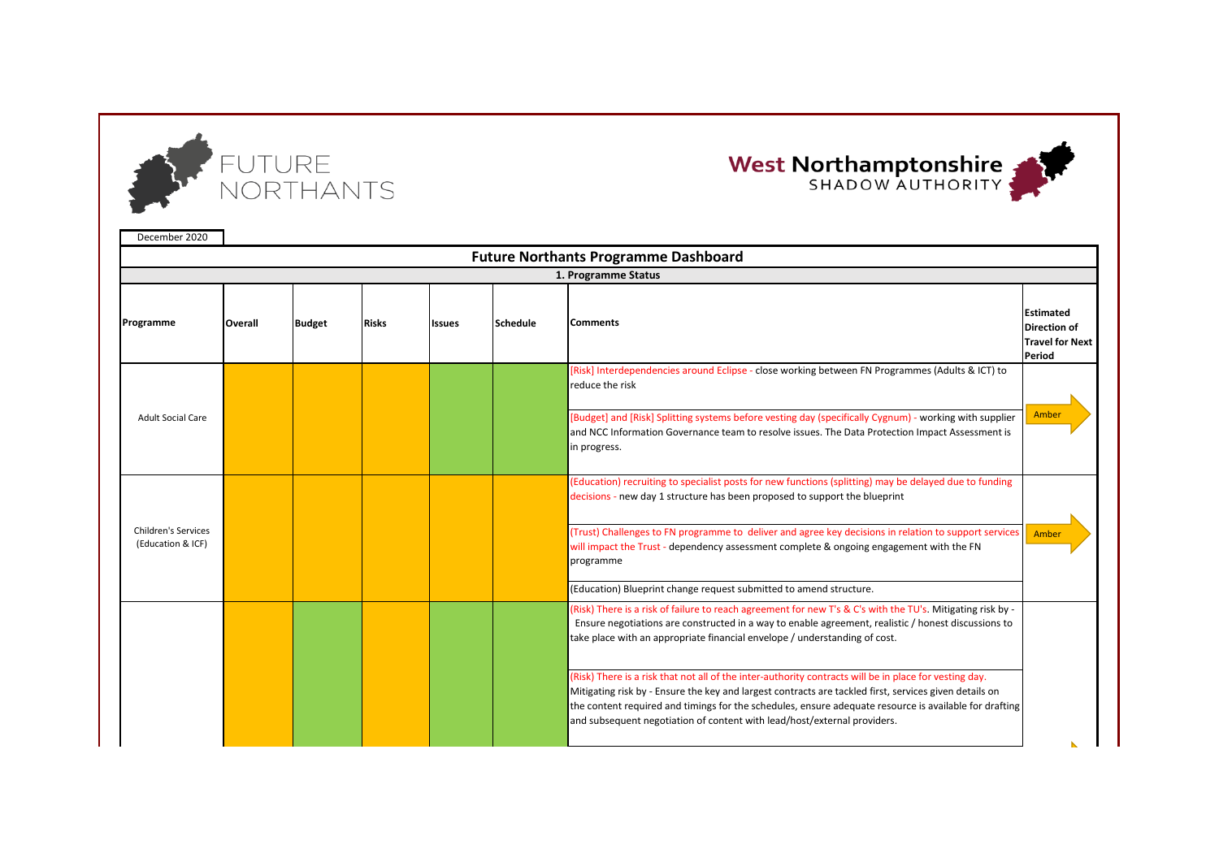FUTURE NORTHANTS

West Northamptonshire SHADOW AUTHORITY

December 2020

# Future Northants Programme Dashboard

## 1. Programme Status

| Programme | Overall | Budget | Risks | Issues | Schedule | Comments | Estimated Direction of Travel for Next Period |
|---|---|---|---|---|---|---|---|
| Adult Social Care | Amber | Amber | Amber | Green | Green | [Risk] Interdependencies around Eclipse - close working between FN Programmes (Adults & ICT) to reduce the risk<br><br>[Budget] and [Risk] Splitting systems before vesting day (specifically Cygnum) - working with supplier and NCC Information Governance team to resolve issues. The Data Protection Impact Assessment is in progress. | Amber |
| Children's Services (Education & ICF) | Amber | Amber | Amber | Amber | Amber | (Education) recruiting to specialist posts for new functions (splitting) may be delayed due to funding decisions - new day 1 structure has been proposed to support the blueprint<br><br>(Trust) Challenges to FN programme to deliver and agree key decisions in relation to support services will impact the Trust - dependency assessment complete & ongoing engagement with the FN programme<br><br>(Education) Blueprint change request submitted to amend structure. | Amber |
| | Amber | Green | Amber | Green | Green | (Risk) There is a risk of failure to reach agreement for new T's & C's with the TU's. Mitigating risk by - Ensure negotiations are constructed in a way to enable agreement, realistic / honest discussions to take place with an appropriate financial envelope / understanding of cost.<br><br>(Risk) There is a risk that not all of the inter-authority contracts will be in place for vesting day. Mitigating risk by - Ensure the key and largest contracts are tackled first, services given details on the content required and timings for the schedules, ensure adequate resource is available for drafting and subsequent negotiation of content with lead/host/external providers. | |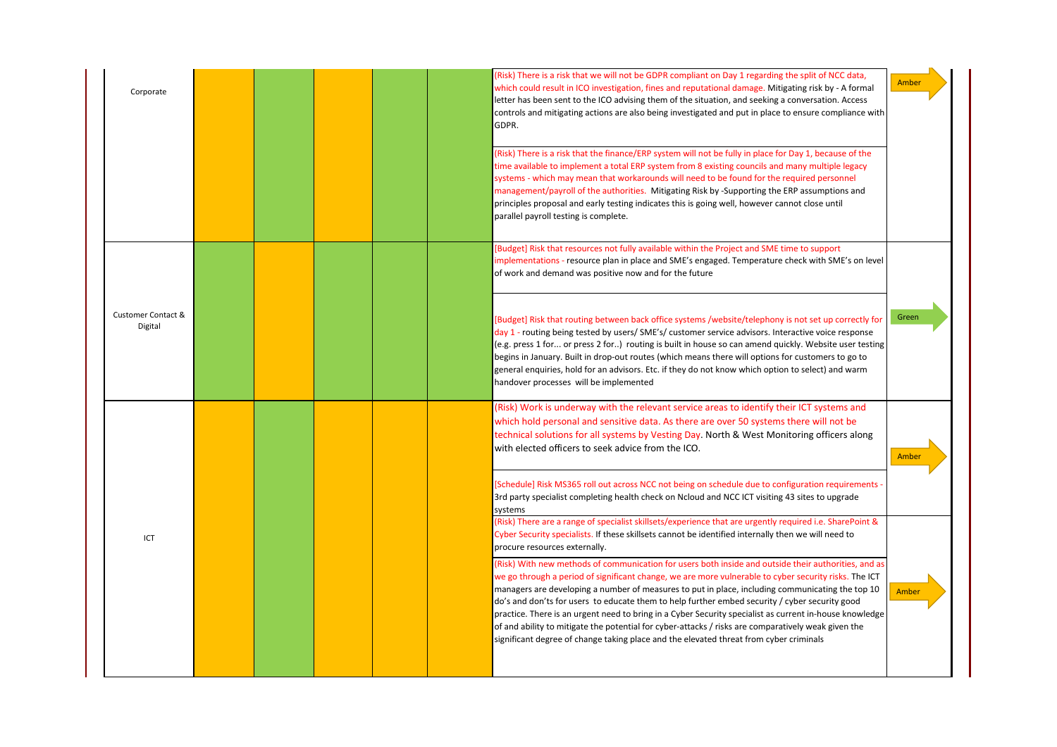| | | | | | | | |
|---|---|---|---|---|---|---|---|
| Corporate | | | | | | (Risk) There is a risk that we will not be GDPR compliant on Day 1 regarding the split of NCC data, which could result in ICO investigation, fines and reputational damage. Mitigating risk by - A formal letter has been sent to the ICO advising them of the situation, and seeking a conversation. Access controls and mitigating actions are also being investigated and put in place to ensure compliance with GDPR.<br><br>(Risk) There is a risk that the finance/ERP system will not be fully in place for Day 1, because of the time available to implement a total ERP system from 8 existing councils and many multiple legacy systems - which may mean that workarounds will need to be found for the required personnel management/payroll of the authorities. Mitigating Risk by -Supporting the ERP assumptions and principles proposal and early testing indicates this is going well, however cannot close until parallel payroll testing is complete. | Amber |
| Customer Contact & Digital | | | | | | [Budget] Risk that resources not fully available within the Project and SME time to support implementations - resource plan in place and SME's engaged. Temperature check with SME's on level of work and demand was positive now and for the future<br><br>[Budget] Risk that routing between back office systems /website/telephony is not set up correctly for day 1 - routing being tested by users/ SME's/ customer service advisors. Interactive voice response (e.g. press 1 for... or press 2 for..) routing is built in house so can amend quickly. Website user testing begins in January. Built in drop-out routes (which means there will options for customers to go to general enquiries, hold for an advisors. Etc. if they do not know which option to select) and warm handover processes will be implemented | Green |
| ICT | | | | | | (Risk) Work is underway with the relevant service areas to identify their ICT systems and which hold personal and sensitive data. As there are over 50 systems there will not be technical solutions for all systems by Vesting Day. North & West Monitoring officers along with elected officers to seek advice from the ICO.<br><br>[Schedule] Risk MS365 roll out across NCC not being on schedule due to configuration requirements - 3rd party specialist completing health check on Ncloud and NCC ICT visiting 43 sites to upgrade systems | Amber |
| | | | | | | (Risk) There are a range of specialist skillsets/experience that are urgently required i.e. SharePoint & Cyber Security specialists. If these skillsets cannot be identified internally then we will need to procure resources externally.<br><br>(Risk) With new methods of communication for users both inside and outside their authorities, and as we go through a period of significant change, we are more vulnerable to cyber security risks. The ICT managers are developing a number of measures to put in place, including communicating the top 10 do's and don'ts for users to educate them to help further embed security / cyber security good practice. There is an urgent need to bring in a Cyber Security specialist as current in-house knowledge of and ability to mitigate the potential for cyber-attacks / risks are comparatively weak given the significant degree of change taking place and the elevated threat from cyber criminals | Amber |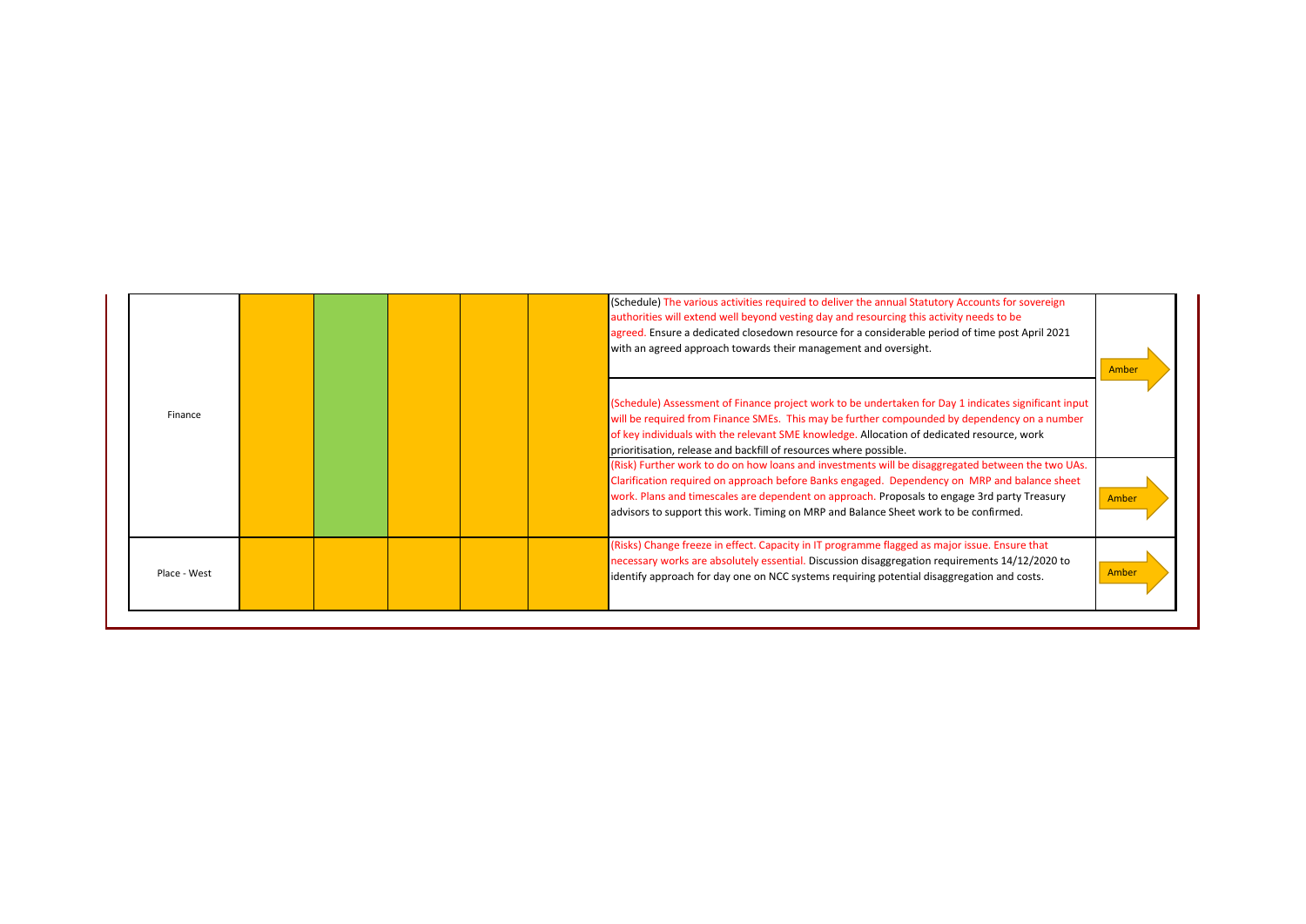| | | | | | | | |
|---|---|---|---|---|---|---|---|
| Finance | | | | | | (Schedule) The various activities required to deliver the annual Statutory Accounts for sovereign authorities will extend well beyond vesting day and resourcing this activity needs to be agreed. Ensure a dedicated closedown resource for a considerable period of time post April 2021 with an agreed approach towards their management and oversight.<br><br>(Schedule) Assessment of Finance project work to be undertaken for Day 1 indicates significant input will be required from Finance SMEs. This may be further compounded by dependency on a number of key individuals with the relevant SME knowledge. Allocation of dedicated resource, work prioritisation, release and backfill of resources where possible. | Amber |
| | | | | | | (Risk) Further work to do on how loans and investments will be disaggregated between the two UAs. Clarification required on approach before Banks engaged. Dependency on MRP and balance sheet work. Plans and timescales are dependent on approach. Proposals to engage 3rd party Treasury advisors to support this work. Timing on MRP and Balance Sheet work to be confirmed. | Amber |
| Place - West | | | | | | (Risks) Change freeze in effect. Capacity in IT programme flagged as major issue. Ensure that necessary works are absolutely essential. Discussion disaggregation requirements 14/12/2020 to identify approach for day one on NCC systems requiring potential disaggregation and costs. | Amber |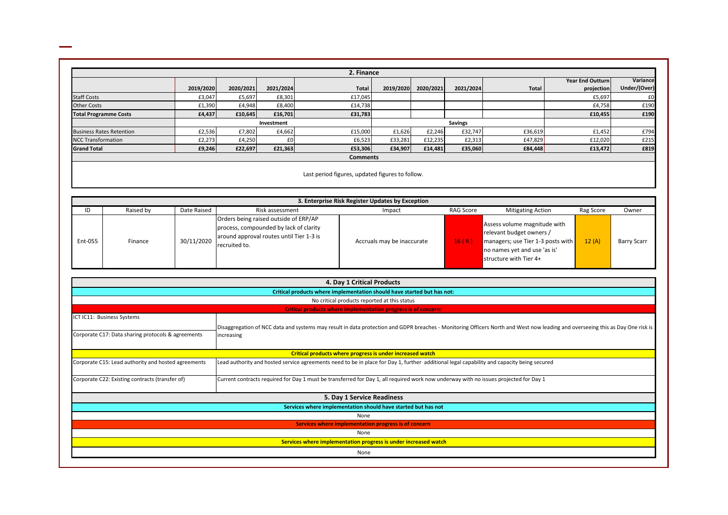## 2. Finance

| | 2019/2020 | 2020/2021 | 2021/2024 | Total | 2019/2020 | 2020/2021 | 2021/2024 | Total | Year End Outturn projection | Variance Under/(Over) |
|---|---|---|---|---|---|---|---|---|---|---|
| Staff Costs | £3,047 | £5,697 | £8,301 | £17,045 | | | | | £5,697 | £0 |
| Other Costs | £1,390 | £4,948 | £8,400 | £14,738 | | | | | £4,758 | £190 |
| **Total Programme Costs** | **£4,437** | **£10,645** | **£16,701** | **£31,783** | | | | | **£10,455** | **£190** |
| | **Investment** | | | | **Savings** | | | | | |
| Business Rates Retention | £2,536 | £7,802 | £4,662 | £15,000 | £1,626 | £2,246 | £32,747 | £36,619 | £1,452 | £794 |
| NCC Transformation | £2,273 | £4,250 | £0 | £6,523 | £33,281 | £12,235 | £2,313 | £47,829 | £12,020 | £215 |
| **Grand Total** | **£9,246** | **£22,697** | **£21,363** | **£53,306** | **£34,907** | **£14,481** | **£35,060** | **£84,448** | **£13,472** | **£819** |

**Comments**

Last period figures, updated figures to follow.

## 3. Enterprise Risk Register Updates by Exception

| ID | Raised by | Date Raised | Risk assessment | Impact | RAG Score | Mitigating Action | Rag Score | Owner |
|---|---|---|---|---|---|---|---|---|
| Ent-055 | Finance | 30/11/2020 | Orders being raised outside of ERP/AP process, compounded by lack of clarity around approval routes until Tier 1-3 is recruited to. | Accruals may be inaccurate | 16 ( R ) | Assess volume magnitude with relevant budget owners / managers; use Tier 1-3 posts with no names yet and use 'as is' structure with Tier 4+ | 12 (A) | Barry Scarr |

## 4. Day 1 Critical Products

**Critical products where implementation should have started but has not:**

No critical products reported at this status

**Critical products where implementation progress is of concern:**

| Product | Comment |
|---|---|
| ICT IC11: Business Systems<br>Corporate C17: Data sharing protocols & agreements | Disaggregation of NCC data and systems may result in data protection and GDPR breaches - Monitoring Officers North and West now leading and overseeing this as Day One risk is increasing |

**Critical products where progress is under increased watch**

| Product | Comment |
|---|---|
| Corporate C15: Lead authority and hosted agreements | Lead authority and hosted service agreements need to be in place for Day 1, further additional legal capability and capacity being secured |
| Corporate C22: Existing contracts (transfer of) | Current contracts required for Day 1 must be transferred for Day 1, all required work now underway with no issues projected for Day 1 |

## 5. Day 1 Service Readiness

**Services where implementation should have started but has not**

None

**Services where implementation progress is of concern**

None

**Services where implementation progress is under increased watch**

None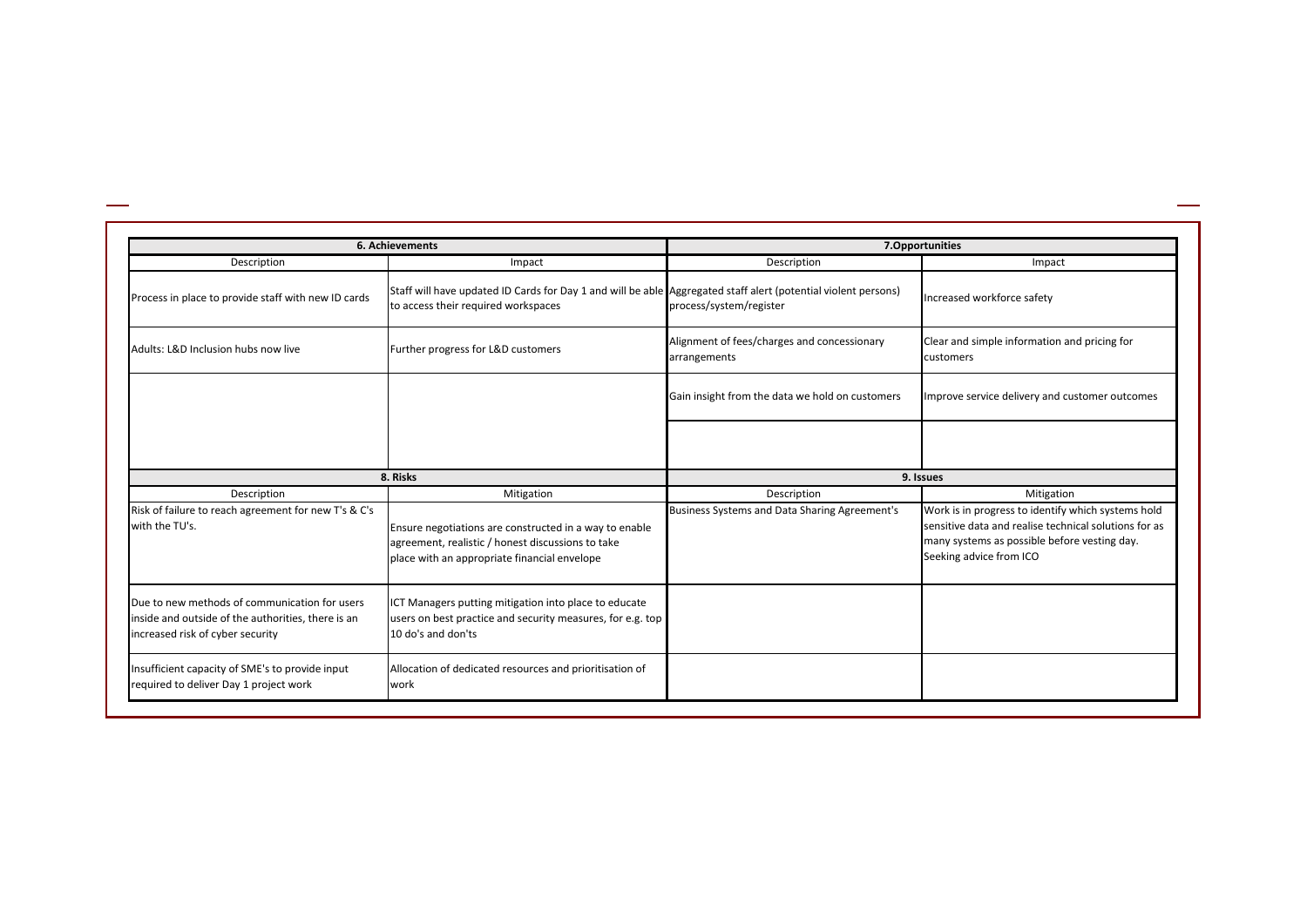| 6. Achievements | | 7.Opportunities | |
|---|---|---|---|
| Description | Impact | Description | Impact |
| Process in place to provide staff with new ID cards | Staff will have updated ID Cards for Day 1 and will be able to access their required workspaces | Aggregated staff alert (potential violent persons) process/system/register | Increased workforce safety |
| Adults: L&D Inclusion hubs now live | Further progress for L&D customers | Alignment of fees/charges and concessionary arrangements | Clear and simple information and pricing for customers |
| | | Gain insight from the data we hold on customers | Improve service delivery and customer outcomes |
| | | | |

| 8. Risks | | 9. Issues | |
|---|---|---|---|
| Description | Mitigation | Description | Mitigation |
| Risk of failure to reach agreement for new T's & C's with the TU's. | Ensure negotiations are constructed in a way to enable agreement, realistic / honest discussions to take place with an appropriate financial envelope | Business Systems and Data Sharing Agreement's | Work is in progress to identify which systems hold sensitive data and realise technical solutions for as many systems as possible before vesting day. Seeking advice from ICO |
| Due to new methods of communication for users inside and outside of the authorities, there is an increased risk of cyber security | ICT Managers putting mitigation into place to educate users on best practice and security measures, for e.g. top 10 do's and don'ts | | |
| Insufficient capacity of SME's to provide input required to deliver Day 1 project work | Allocation of dedicated resources and prioritisation of work | | |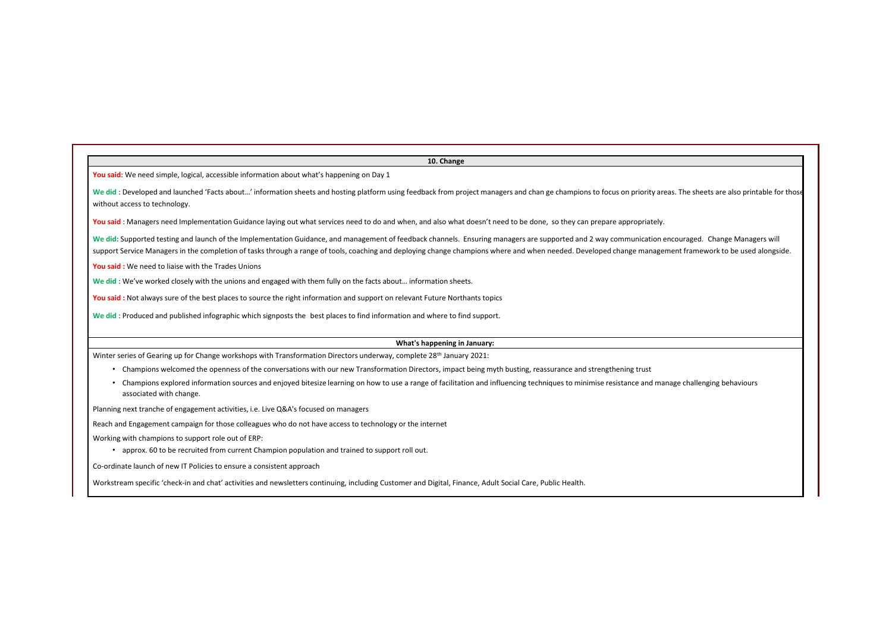## 10. Change

**You said**: We need simple, logical, accessible information about what's happening on Day 1

**We did** : Developed and launched 'Facts about…' information sheets and hosting platform using feedback from project managers and chan ge champions to focus on priority areas. The sheets are also printable for those without access to technology.

**You said** : Managers need Implementation Guidance laying out what services need to do and when, and also what doesn't need to be done, so they can prepare appropriately.

**We did**: Supported testing and launch of the Implementation Guidance, and management of feedback channels. Ensuring managers are supported and 2 way communication encouraged. Change Managers will support Service Managers in the completion of tasks through a range of tools, coaching and deploying change champions where and when needed. Developed change management framework to be used alongside.

**You said :** We need to liaise with the Trades Unions

**We did** : We've worked closely with the unions and engaged with them fully on the facts about… information sheets.

**You said :** Not always sure of the best places to source the right information and support on relevant Future Northants topics

**We did** : Produced and published infographic which signposts the best places to find information and where to find support.

### What's happening in January:

Winter series of Gearing up for Change workshops with Transformation Directors underway, complete 28th January 2021:

- Champions welcomed the openness of the conversations with our new Transformation Directors, impact being myth busting, reassurance and strengthening trust
- Champions explored information sources and enjoyed bitesize learning on how to use a range of facilitation and influencing techniques to minimise resistance and manage challenging behaviours associated with change.

Planning next tranche of engagement activities, i.e. Live Q&A's focused on managers

Reach and Engagement campaign for those colleagues who do not have access to technology or the internet

Working with champions to support role out of ERP:

- approx. 60 to be recruited from current Champion population and trained to support roll out.

Co-ordinate launch of new IT Policies to ensure a consistent approach

Workstream specific 'check-in and chat' activities and newsletters continuing, including Customer and Digital, Finance, Adult Social Care, Public Health.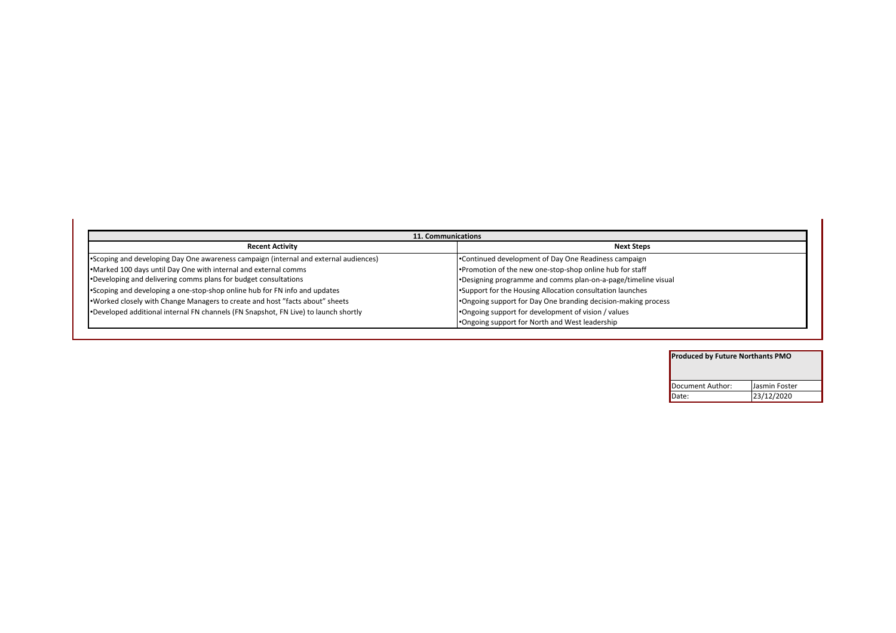## 11. Communications

| Recent Activity | Next Steps |
|---|---|
| •Scoping and developing Day One awareness campaign (internal and external audiences) | •Continued development of Day One Readiness campaign |
| •Marked 100 days until Day One with internal and external comms | •Promotion of the new one-stop-shop online hub for staff |
| •Developing and delivering comms plans for budget consultations | •Designing programme and comms plan-on-a-page/timeline visual |
| •Scoping and developing a one-stop-shop online hub for FN info and updates | •Support for the Housing Allocation consultation launches |
| •Worked closely with Change Managers to create and host "facts about" sheets | •Ongoing support for Day One branding decision-making process |
| •Developed additional internal FN channels (FN Snapshot, FN Live) to launch shortly | •Ongoing support for development of vision / values |
| | •Ongoing support for North and West leadership |

| Produced by Future Northants PMO | |
|---|---|
| Document Author: | Jasmin Foster |
| Date: | 23/12/2020 |